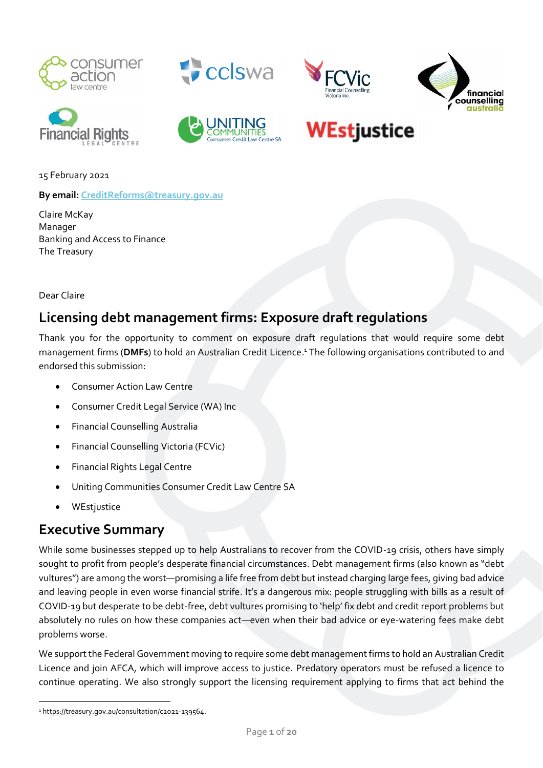15 February 2021

**By email:** CreditReforms@treasury.gov.au

Claire McKay
Manager
Banking and Access to Finance
The Treasury

Dear Claire

## Licensing debt management firms: Exposure draft regulations

Thank you for the opportunity to comment on exposure draft regulations that would require some debt management firms (**DMFs**) to hold an Australian Credit Licence.[1] The following organisations contributed to and endorsed this submission:

- Consumer Action Law Centre
- Consumer Credit Legal Service (WA) Inc
- Financial Counselling Australia
- Financial Counselling Victoria (FCVic)
- Financial Rights Legal Centre
- Uniting Communities Consumer Credit Law Centre SA
- WEstjustice

## Executive Summary

While some businesses stepped up to help Australians to recover from the COVID-19 crisis, others have simply sought to profit from people's desperate financial circumstances. Debt management firms (also known as "debt vultures") are among the worst—promising a life free from debt but instead charging large fees, giving bad advice and leaving people in even worse financial strife. It's a dangerous mix: people struggling with bills as a result of COVID-19 but desperate to be debt-free, debt vultures promising to 'help' fix debt and credit report problems but absolutely no rules on how these companies act—even when their bad advice or eye-watering fees make debt problems worse.

We support the Federal Government moving to require some debt management firms to hold an Australian Credit Licence and join AFCA, which will improve access to justice. Predatory operators must be refused a licence to continue operating. We also strongly support the licensing requirement applying to firms that act behind the

[1] https://treasury.gov.au/consultation/c2021-139564.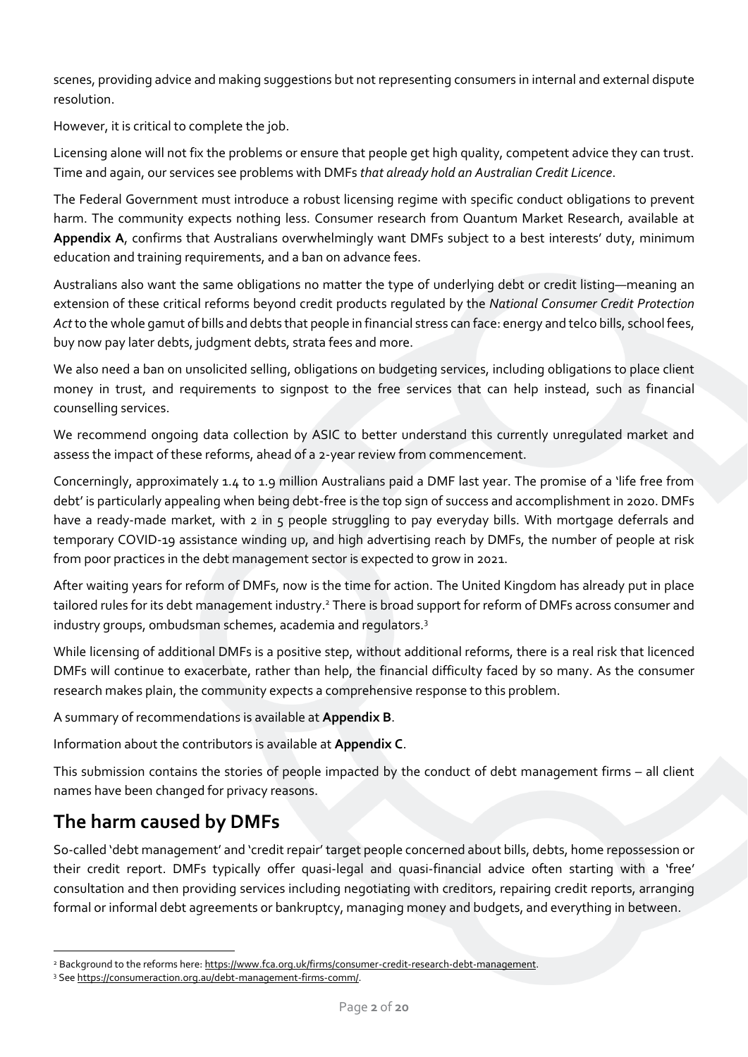scenes, providing advice and making suggestions but not representing consumers in internal and external dispute resolution.

However, it is critical to complete the job.

Licensing alone will not fix the problems or ensure that people get high quality, competent advice they can trust. Time and again, our services see problems with DMFs *that already hold an Australian Credit Licence*.

The Federal Government must introduce a robust licensing regime with specific conduct obligations to prevent harm. The community expects nothing less. Consumer research from Quantum Market Research, available at **Appendix A**, confirms that Australians overwhelmingly want DMFs subject to a best interests' duty, minimum education and training requirements, and a ban on advance fees.

Australians also want the same obligations no matter the type of underlying debt or credit listing—meaning an extension of these critical reforms beyond credit products regulated by the *National Consumer Credit Protection Act* to the whole gamut of bills and debts that people in financial stress can face: energy and telco bills, school fees, buy now pay later debts, judgment debts, strata fees and more.

We also need a ban on unsolicited selling, obligations on budgeting services, including obligations to place client money in trust, and requirements to signpost to the free services that can help instead, such as financial counselling services.

We recommend ongoing data collection by ASIC to better understand this currently unregulated market and assess the impact of these reforms, ahead of a 2-year review from commencement.

Concerningly, approximately 1.4 to 1.9 million Australians paid a DMF last year. The promise of a 'life free from debt' is particularly appealing when being debt-free is the top sign of success and accomplishment in 2020. DMFs have a ready-made market, with 2 in 5 people struggling to pay everyday bills. With mortgage deferrals and temporary COVID-19 assistance winding up, and high advertising reach by DMFs, the number of people at risk from poor practices in the debt management sector is expected to grow in 2021.

After waiting years for reform of DMFs, now is the time for action. The United Kingdom has already put in place tailored rules for its debt management industry.[2] There is broad support for reform of DMFs across consumer and industry groups, ombudsman schemes, academia and regulators.[3]

While licensing of additional DMFs is a positive step, without additional reforms, there is a real risk that licenced DMFs will continue to exacerbate, rather than help, the financial difficulty faced by so many. As the consumer research makes plain, the community expects a comprehensive response to this problem.

A summary of recommendations is available at **Appendix B**.

Information about the contributors is available at **Appendix C**.

This submission contains the stories of people impacted by the conduct of debt management firms – all client names have been changed for privacy reasons.

## The harm caused by DMFs

So-called 'debt management' and 'credit repair' target people concerned about bills, debts, home repossession or their credit report. DMFs typically offer quasi-legal and quasi-financial advice often starting with a 'free' consultation and then providing services including negotiating with creditors, repairing credit reports, arranging formal or informal debt agreements or bankruptcy, managing money and budgets, and everything in between.

---

[2] Background to the reforms here: https://www.fca.org.uk/firms/consumer-credit-research-debt-management.

[3] See https://consumeraction.org.au/debt-management-firms-comm/.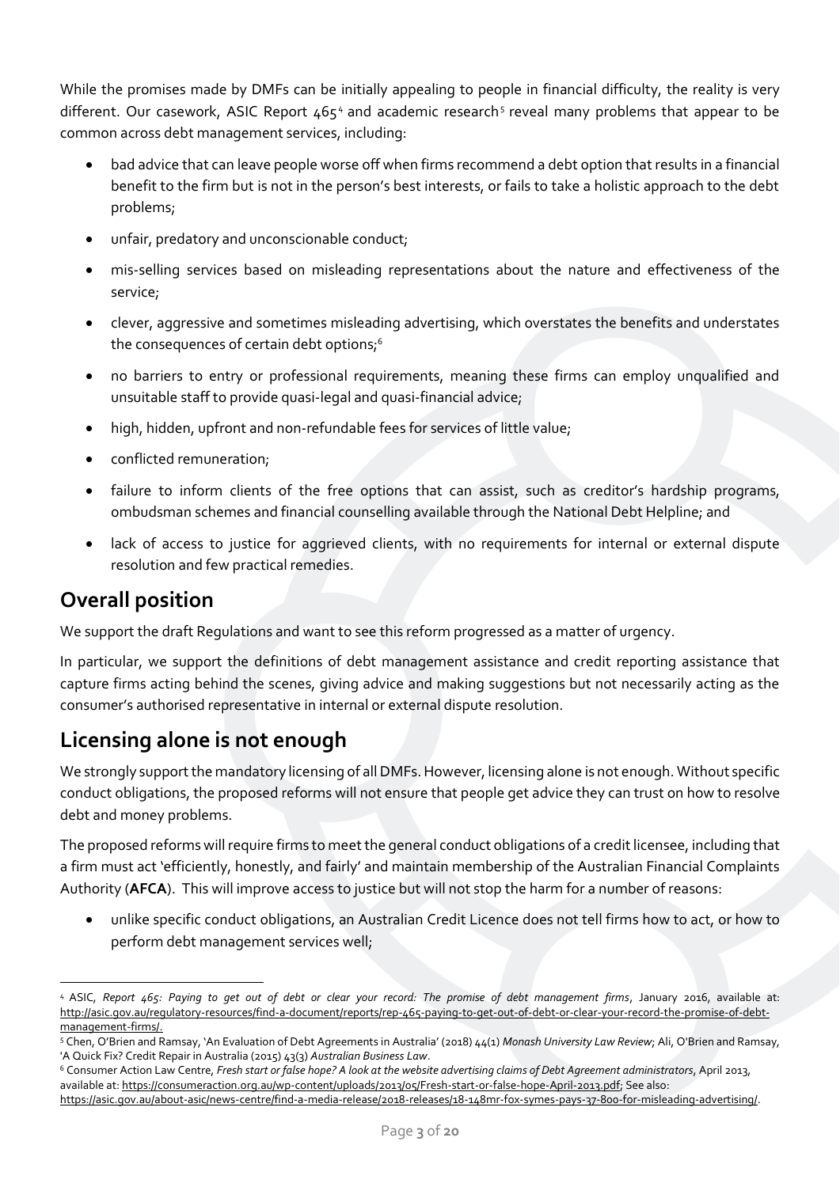While the promises made by DMFs can be initially appealing to people in financial difficulty, the reality is very different. Our casework, ASIC Report 465[4] and academic research[5] reveal many problems that appear to be common across debt management services, including:

- bad advice that can leave people worse off when firms recommend a debt option that results in a financial benefit to the firm but is not in the person's best interests, or fails to take a holistic approach to the debt problems;
- unfair, predatory and unconscionable conduct;
- mis-selling services based on misleading representations about the nature and effectiveness of the service;
- clever, aggressive and sometimes misleading advertising, which overstates the benefits and understates the consequences of certain debt options;[6]
- no barriers to entry or professional requirements, meaning these firms can employ unqualified and unsuitable staff to provide quasi-legal and quasi-financial advice;
- high, hidden, upfront and non-refundable fees for services of little value;
- conflicted remuneration;
- failure to inform clients of the free options that can assist, such as creditor's hardship programs, ombudsman schemes and financial counselling available through the National Debt Helpline; and
- lack of access to justice for aggrieved clients, with no requirements for internal or external dispute resolution and few practical remedies.

## Overall position

We support the draft Regulations and want to see this reform progressed as a matter of urgency.

In particular, we support the definitions of debt management assistance and credit reporting assistance that capture firms acting behind the scenes, giving advice and making suggestions but not necessarily acting as the consumer's authorised representative in internal or external dispute resolution.

## Licensing alone is not enough

We strongly support the mandatory licensing of all DMFs. However, licensing alone is not enough. Without specific conduct obligations, the proposed reforms will not ensure that people get advice they can trust on how to resolve debt and money problems.

The proposed reforms will require firms to meet the general conduct obligations of a credit licensee, including that a firm must act 'efficiently, honestly, and fairly' and maintain membership of the Australian Financial Complaints Authority (**AFCA**). This will improve access to justice but will not stop the harm for a number of reasons:

- unlike specific conduct obligations, an Australian Credit Licence does not tell firms how to act, or how to perform debt management services well;

---

[4] ASIC, *Report 465: Paying to get out of debt or clear your record: The promise of debt management firms*, January 2016, available at: http://asic.gov.au/regulatory-resources/find-a-document/reports/rep-465-paying-to-get-out-of-debt-or-clear-your-record-the-promise-of-debt-management-firms/.

[5] Chen, O'Brien and Ramsay, 'An Evaluation of Debt Agreements in Australia' (2018) 44(1) *Monash University Law Review*; Ali, O'Brien and Ramsay, 'A Quick Fix? Credit Repair in Australia (2015) 43(3) *Australian Business Law*.

[6] Consumer Action Law Centre, *Fresh start or false hope? A look at the website advertising claims of Debt Agreement administrators*, April 2013, available at: https://consumeraction.org.au/wp-content/uploads/2013/05/Fresh-start-or-false-hope-April-2013.pdf; See also: https://asic.gov.au/about-asic/news-centre/find-a-media-release/2018-releases/18-148mr-fox-symes-pays-37-800-for-misleading-advertising/.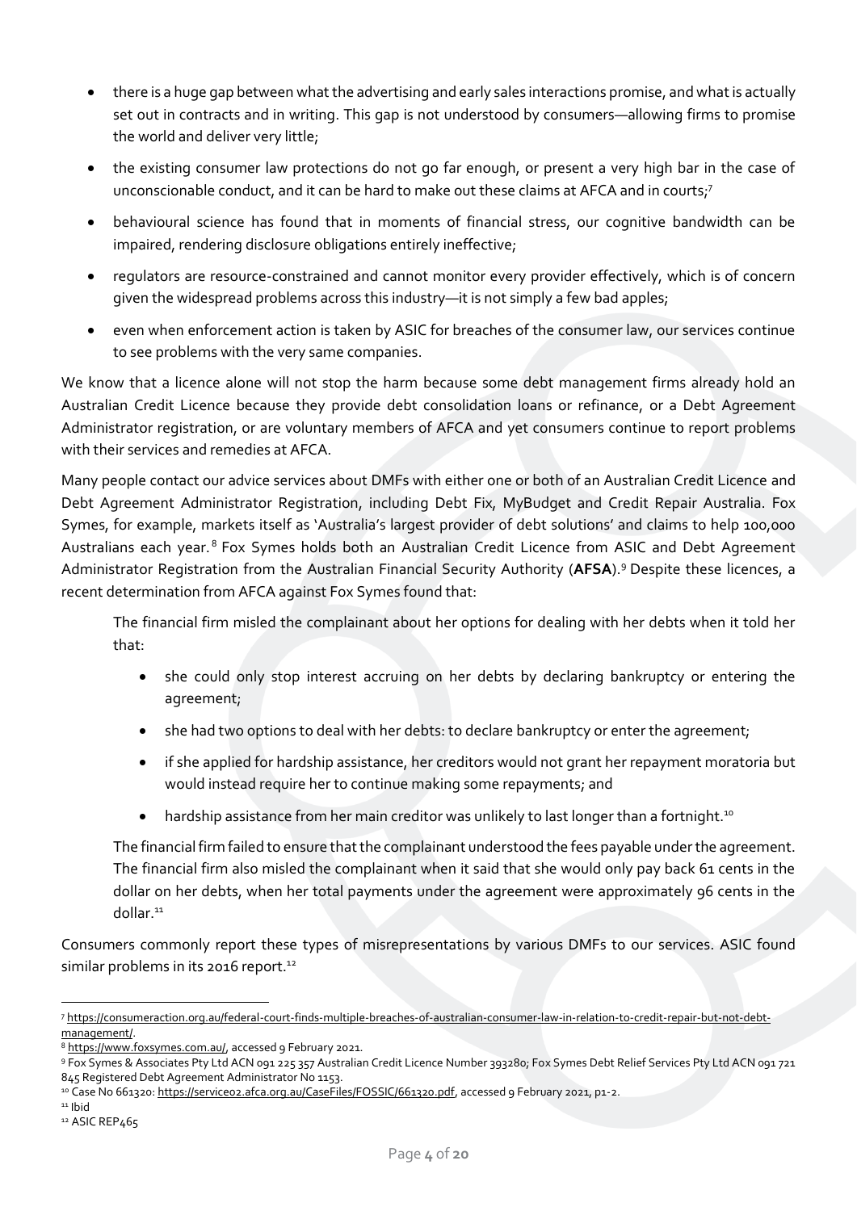- there is a huge gap between what the advertising and early sales interactions promise, and what is actually set out in contracts and in writing. This gap is not understood by consumers—allowing firms to promise the world and deliver very little;
- the existing consumer law protections do not go far enough, or present a very high bar in the case of unconscionable conduct, and it can be hard to make out these claims at AFCA and in courts;[7]
- behavioural science has found that in moments of financial stress, our cognitive bandwidth can be impaired, rendering disclosure obligations entirely ineffective;
- regulators are resource-constrained and cannot monitor every provider effectively, which is of concern given the widespread problems across this industry—it is not simply a few bad apples;
- even when enforcement action is taken by ASIC for breaches of the consumer law, our services continue to see problems with the very same companies.

We know that a licence alone will not stop the harm because some debt management firms already hold an Australian Credit Licence because they provide debt consolidation loans or refinance, or a Debt Agreement Administrator registration, or are voluntary members of AFCA and yet consumers continue to report problems with their services and remedies at AFCA.

Many people contact our advice services about DMFs with either one or both of an Australian Credit Licence and Debt Agreement Administrator Registration, including Debt Fix, MyBudget and Credit Repair Australia. Fox Symes, for example, markets itself as 'Australia's largest provider of debt solutions' and claims to help 100,000 Australians each year.[8] Fox Symes holds both an Australian Credit Licence from ASIC and Debt Agreement Administrator Registration from the Australian Financial Security Authority (**AFSA**).[9] Despite these licences, a recent determination from AFCA against Fox Symes found that:

> The financial firm misled the complainant about her options for dealing with her debts when it told her that:
>
> - she could only stop interest accruing on her debts by declaring bankruptcy or entering the agreement;
> - she had two options to deal with her debts: to declare bankruptcy or enter the agreement;
> - if she applied for hardship assistance, her creditors would not grant her repayment moratoria but would instead require her to continue making some repayments; and
> - hardship assistance from her main creditor was unlikely to last longer than a fortnight.[10]
>
> The financial firm failed to ensure that the complainant understood the fees payable under the agreement. The financial firm also misled the complainant when it said that she would only pay back 61 cents in the dollar on her debts, when her total payments under the agreement were approximately 96 cents in the dollar.[11]

Consumers commonly report these types of misrepresentations by various DMFs to our services. ASIC found similar problems in its 2016 report.[12]

---

[7] https://consumeraction.org.au/federal-court-finds-multiple-breaches-of-australian-consumer-law-in-relation-to-credit-repair-but-not-debt-management/.

[8] https://www.foxsymes.com.au/, accessed 9 February 2021.

[9] Fox Symes & Associates Pty Ltd ACN 091 225 357 Australian Credit Licence Number 393280; Fox Symes Debt Relief Services Pty Ltd ACN 091 721 845 Registered Debt Agreement Administrator No 1153.

[10] Case No 661320: https://service02.afca.org.au/CaseFiles/FOSSIC/661320.pdf, accessed 9 February 2021, p1-2.

[11] Ibid

[12] ASIC REP465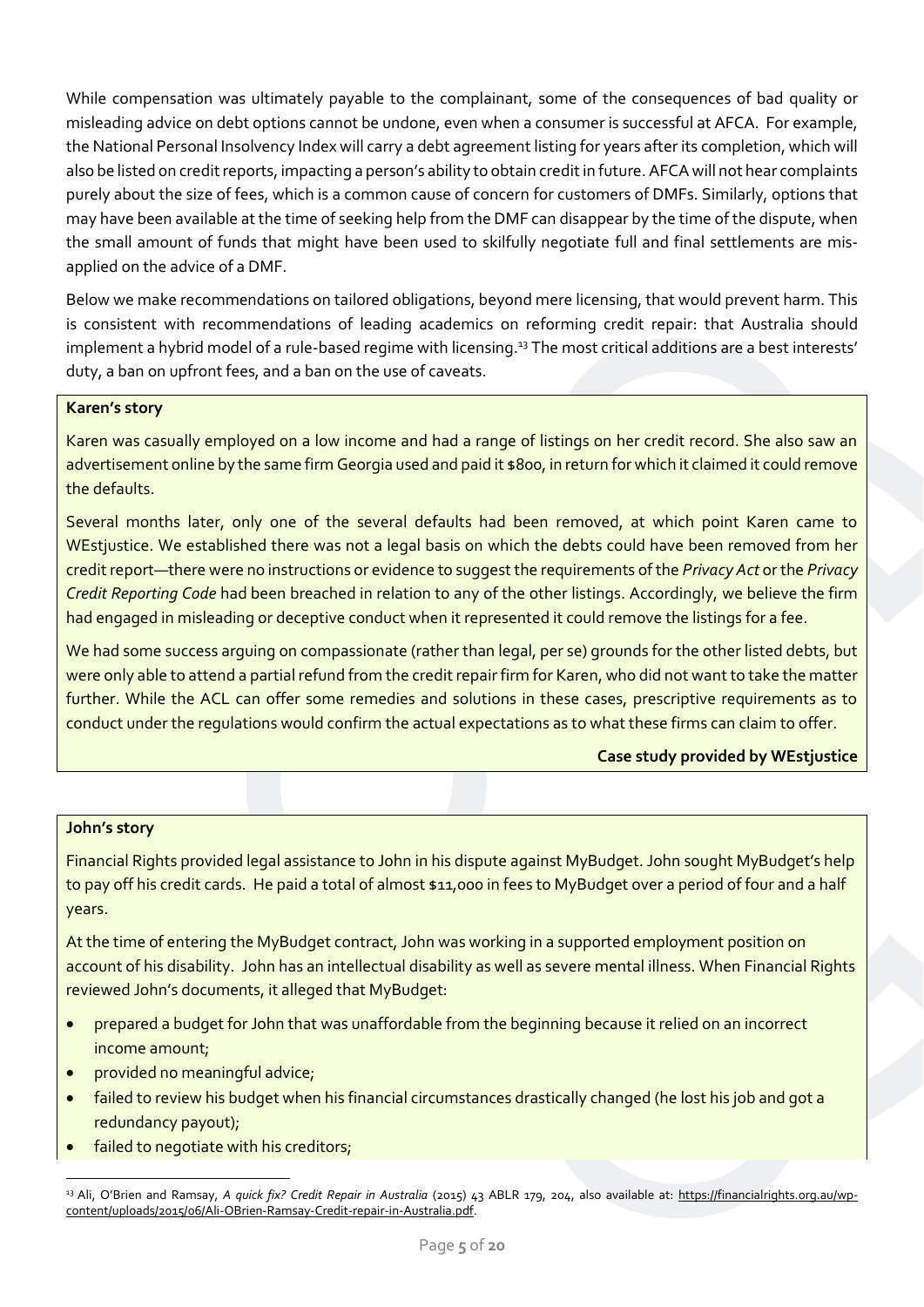While compensation was ultimately payable to the complainant, some of the consequences of bad quality or misleading advice on debt options cannot be undone, even when a consumer is successful at AFCA. For example, the National Personal Insolvency Index will carry a debt agreement listing for years after its completion, which will also be listed on credit reports, impacting a person's ability to obtain credit in future. AFCA will not hear complaints purely about the size of fees, which is a common cause of concern for customers of DMFs. Similarly, options that may have been available at the time of seeking help from the DMF can disappear by the time of the dispute, when the small amount of funds that might have been used to skilfully negotiate full and final settlements are mis-applied on the advice of a DMF.

Below we make recommendations on tailored obligations, beyond mere licensing, that would prevent harm. This is consistent with recommendations of leading academics on reforming credit repair: that Australia should implement a hybrid model of a rule-based regime with licensing.[13] The most critical additions are a best interests' duty, a ban on upfront fees, and a ban on the use of caveats.

**Karen's story**

Karen was casually employed on a low income and had a range of listings on her credit record. She also saw an advertisement online by the same firm Georgia used and paid it $800, in return for which it claimed it could remove the defaults.

Several months later, only one of the several defaults had been removed, at which point Karen came to WEstjustice. We established there was not a legal basis on which the debts could have been removed from her credit report—there were no instructions or evidence to suggest the requirements of the *Privacy Act* or the *Privacy Credit Reporting Code* had been breached in relation to any of the other listings. Accordingly, we believe the firm had engaged in misleading or deceptive conduct when it represented it could remove the listings for a fee.

We had some success arguing on compassionate (rather than legal, per se) grounds for the other listed debts, but were only able to attend a partial refund from the credit repair firm for Karen, who did not want to take the matter further. While the ACL can offer some remedies and solutions in these cases, prescriptive requirements as to conduct under the regulations would confirm the actual expectations as to what these firms can claim to offer.

**Case study provided by WEstjustice**

**John's story**

Financial Rights provided legal assistance to John in his dispute against MyBudget. John sought MyBudget's help to pay off his credit cards. He paid a total of almost $11,000 in fees to MyBudget over a period of four and a half years.

At the time of entering the MyBudget contract, John was working in a supported employment position on account of his disability. John has an intellectual disability as well as severe mental illness. When Financial Rights reviewed John's documents, it alleged that MyBudget:

- prepared a budget for John that was unaffordable from the beginning because it relied on an incorrect income amount;
- provided no meaningful advice;
- failed to review his budget when his financial circumstances drastically changed (he lost his job and got a redundancy payout);
- failed to negotiate with his creditors;

[13] Ali, O'Brien and Ramsay, *A quick fix? Credit Repair in Australia* (2015) 43 ABLR 179, 204, also available at: https://financialrights.org.au/wp-content/uploads/2015/06/Ali-OBrien-Ramsay-Credit-repair-in-Australia.pdf.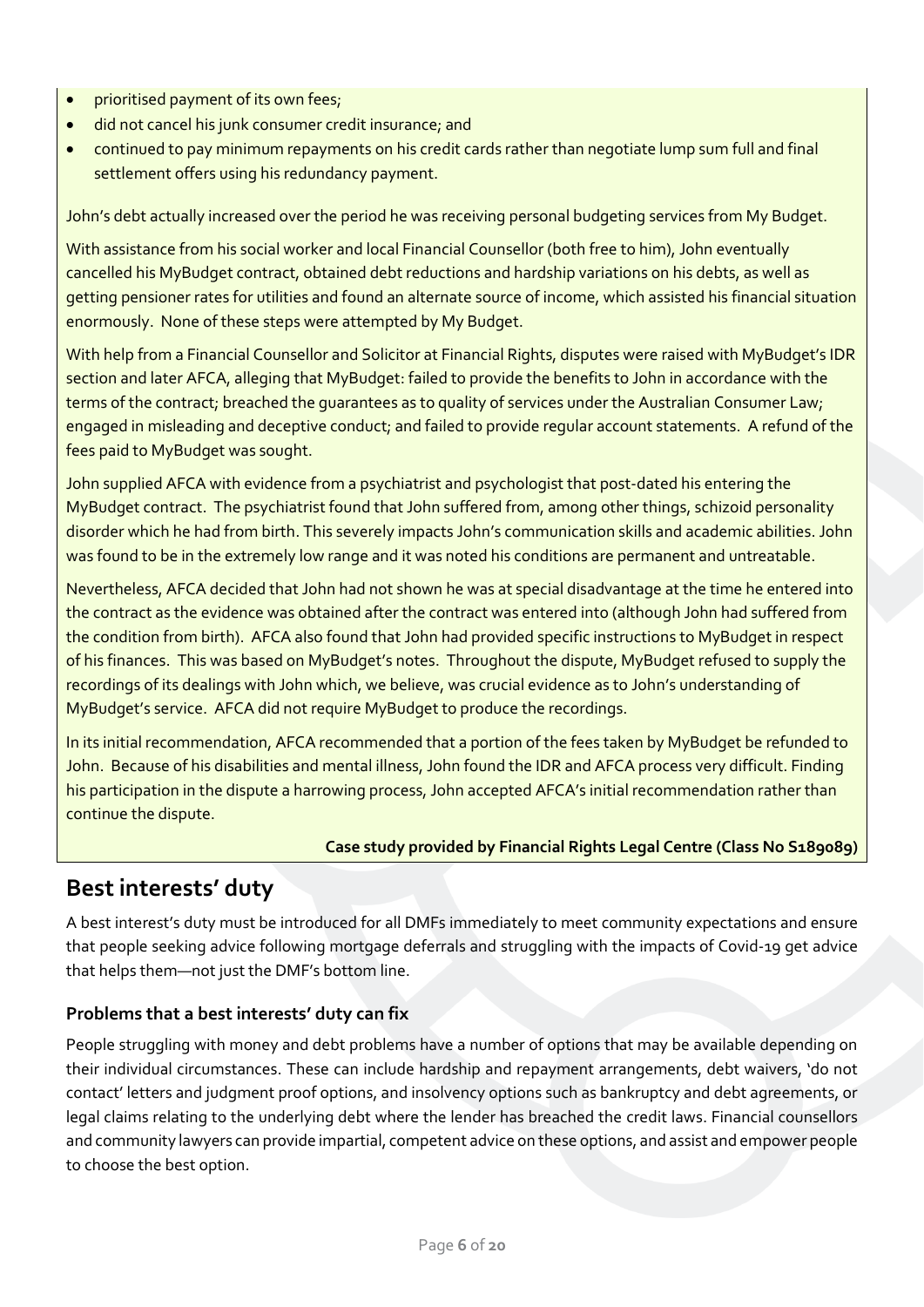- prioritised payment of its own fees;
- did not cancel his junk consumer credit insurance; and
- continued to pay minimum repayments on his credit cards rather than negotiate lump sum full and final settlement offers using his redundancy payment.

John's debt actually increased over the period he was receiving personal budgeting services from My Budget.

With assistance from his social worker and local Financial Counsellor (both free to him), John eventually cancelled his MyBudget contract, obtained debt reductions and hardship variations on his debts, as well as getting pensioner rates for utilities and found an alternate source of income, which assisted his financial situation enormously. None of these steps were attempted by My Budget.

With help from a Financial Counsellor and Solicitor at Financial Rights, disputes were raised with MyBudget's IDR section and later AFCA, alleging that MyBudget: failed to provide the benefits to John in accordance with the terms of the contract; breached the guarantees as to quality of services under the Australian Consumer Law; engaged in misleading and deceptive conduct; and failed to provide regular account statements. A refund of the fees paid to MyBudget was sought.

John supplied AFCA with evidence from a psychiatrist and psychologist that post-dated his entering the MyBudget contract. The psychiatrist found that John suffered from, among other things, schizoid personality disorder which he had from birth. This severely impacts John's communication skills and academic abilities. John was found to be in the extremely low range and it was noted his conditions are permanent and untreatable.

Nevertheless, AFCA decided that John had not shown he was at special disadvantage at the time he entered into the contract as the evidence was obtained after the contract was entered into (although John had suffered from the condition from birth). AFCA also found that John had provided specific instructions to MyBudget in respect of his finances. This was based on MyBudget's notes. Throughout the dispute, MyBudget refused to supply the recordings of its dealings with John which, we believe, was crucial evidence as to John's understanding of MyBudget's service. AFCA did not require MyBudget to produce the recordings.

In its initial recommendation, AFCA recommended that a portion of the fees taken by MyBudget be refunded to John. Because of his disabilities and mental illness, John found the IDR and AFCA process very difficult. Finding his participation in the dispute a harrowing process, John accepted AFCA's initial recommendation rather than continue the dispute.

**Case study provided by Financial Rights Legal Centre (Class No S189089)**

## Best interests' duty

A best interest's duty must be introduced for all DMFs immediately to meet community expectations and ensure that people seeking advice following mortgage deferrals and struggling with the impacts of Covid-19 get advice that helps them—not just the DMF's bottom line.

### Problems that a best interests' duty can fix

People struggling with money and debt problems have a number of options that may be available depending on their individual circumstances. These can include hardship and repayment arrangements, debt waivers, 'do not contact' letters and judgment proof options, and insolvency options such as bankruptcy and debt agreements, or legal claims relating to the underlying debt where the lender has breached the credit laws. Financial counsellors and community lawyers can provide impartial, competent advice on these options, and assist and empower people to choose the best option.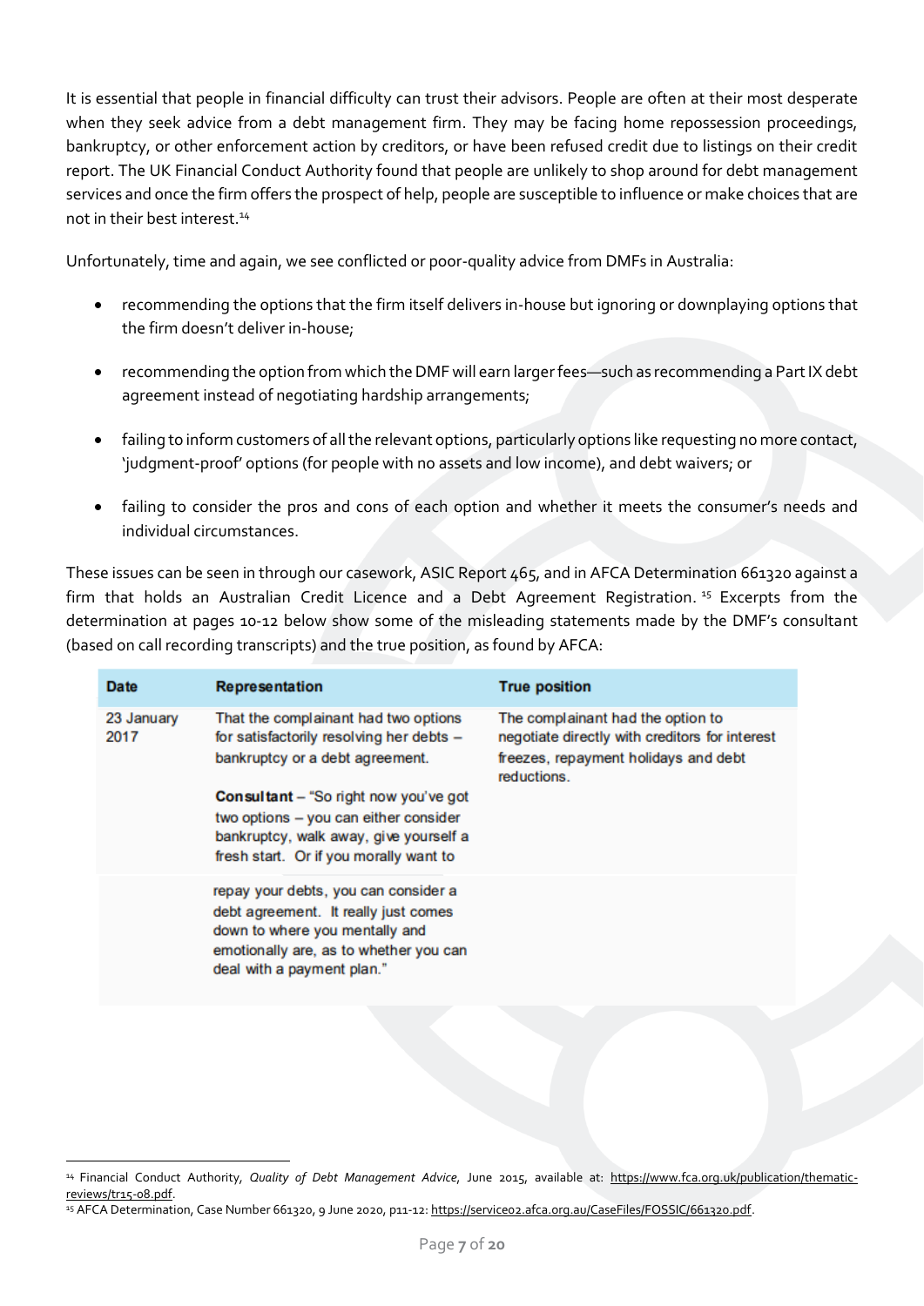It is essential that people in financial difficulty can trust their advisors. People are often at their most desperate when they seek advice from a debt management firm. They may be facing home repossession proceedings, bankruptcy, or other enforcement action by creditors, or have been refused credit due to listings on their credit report. The UK Financial Conduct Authority found that people are unlikely to shop around for debt management services and once the firm offers the prospect of help, people are susceptible to influence or make choices that are not in their best interest.[14]

Unfortunately, time and again, we see conflicted or poor-quality advice from DMFs in Australia:

- recommending the options that the firm itself delivers in-house but ignoring or downplaying options that the firm doesn't deliver in-house;
- recommending the option from which the DMF will earn larger fees—such as recommending a Part IX debt agreement instead of negotiating hardship arrangements;
- failing to inform customers of all the relevant options, particularly options like requesting no more contact, 'judgment-proof' options (for people with no assets and low income), and debt waivers; or
- failing to consider the pros and cons of each option and whether it meets the consumer's needs and individual circumstances.

These issues can be seen in through our casework, ASIC Report 465, and in AFCA Determination 661320 against a firm that holds an Australian Credit Licence and a Debt Agreement Registration.[15] Excerpts from the determination at pages 10-12 below show some of the misleading statements made by the DMF's consultant (based on call recording transcripts) and the true position, as found by AFCA:

| Date | Representation | True position |
|---|---|---|
| 23 January 2017 | That the complainant had two options for satisfactorily resolving her debts – bankruptcy or a debt agreement.<br><br>**Consultant** – "So right now you've got two options – you can either consider bankruptcy, walk away, give yourself a fresh start. Or if you morally want to repay your debts, you can consider a debt agreement. It really just comes down to where you mentally and emotionally are, as to whether you can deal with a payment plan." | The complainant had the option to negotiate directly with creditors for interest freezes, repayment holidays and debt reductions. |

[14] Financial Conduct Authority, *Quality of Debt Management Advice*, June 2015, available at: https://www.fca.org.uk/publication/thematic-reviews/tr15-08.pdf.

[15] AFCA Determination, Case Number 661320, 9 June 2020, p11-12: https://service02.afca.org.au/CaseFiles/FOSSIC/661320.pdf.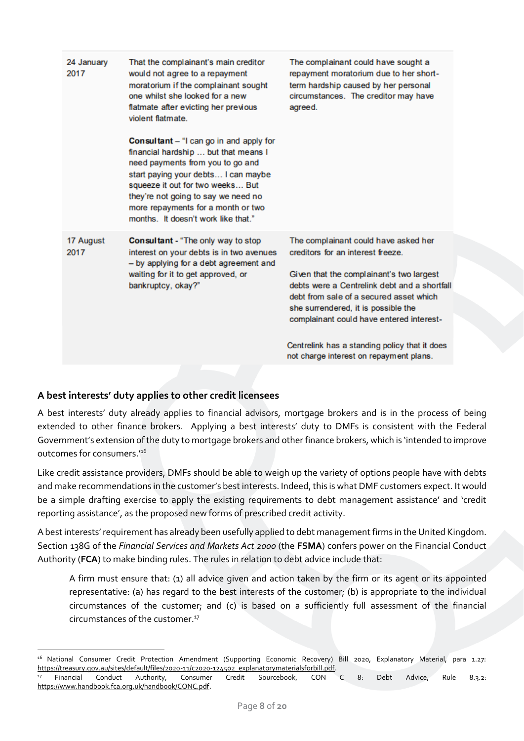| | | |
|---|---|---|
| 24 January 2017 | That the complainant's main creditor would not agree to a repayment moratorium if the complainant sought one whilst she looked for a new flatmate after evicting her previous violent flatmate.<br><br>**Consultant** – "I can go in and apply for financial hardship … but that means I need payments from you to go and start paying your debts… I can maybe squeeze it out for two weeks… But they're not going to say we need no more repayments for a month or two months. It doesn't work like that." | The complainant could have sought a repayment moratorium due to her short-term hardship caused by her personal circumstances. The creditor may have agreed. |
| 17 August 2017 | **Consultant** - "The only way to stop interest on your debts is in two avenues – by applying for a debt agreement and waiting for it to get approved, or bankruptcy, okay?" | The complainant could have asked her creditors for an interest freeze.<br><br>Given that the complainant's two largest debts were a Centrelink debt and a shortfall debt from sale of a secured asset which she surrendered, it is possible the complainant could have entered interest-<br><br>Centrelink has a standing policy that it does not charge interest on repayment plans. |

## A best interests' duty applies to other credit licensees

A best interests' duty already applies to financial advisors, mortgage brokers and is in the process of being extended to other finance brokers. Applying a best interests' duty to DMFs is consistent with the Federal Government's extension of the duty to mortgage brokers and other finance brokers, which is 'intended to improve outcomes for consumers.'[16]

Like credit assistance providers, DMFs should be able to weigh up the variety of options people have with debts and make recommendations in the customer's best interests. Indeed, this is what DMF customers expect. It would be a simple drafting exercise to apply the existing requirements to debt management assistance' and 'credit reporting assistance', as the proposed new forms of prescribed credit activity.

A best interests' requirement has already been usefully applied to debt management firms in the United Kingdom. Section 138G of the *Financial Services and Markets Act 2000* (the **FSMA**) confers power on the Financial Conduct Authority (**FCA**) to make binding rules. The rules in relation to debt advice include that:

> A firm must ensure that: (1) all advice given and action taken by the firm or its agent or its appointed representative: (a) has regard to the best interests of the customer; (b) is appropriate to the individual circumstances of the customer; and (c) is based on a sufficiently full assessment of the financial circumstances of the customer.[17]

---

[16] National Consumer Credit Protection Amendment (Supporting Economic Recovery) Bill 2020, Explanatory Material, para 1.27: https://treasury.gov.au/sites/default/files/2020-11/c2020-124502_explanatorymaterialsforbill.pdf.

[17] Financial Conduct Authority, Consumer Credit Sourcebook, CON C 8: Debt Advice, Rule 8.3.2: https://www.handbook.fca.org.uk/handbook/CONC.pdf.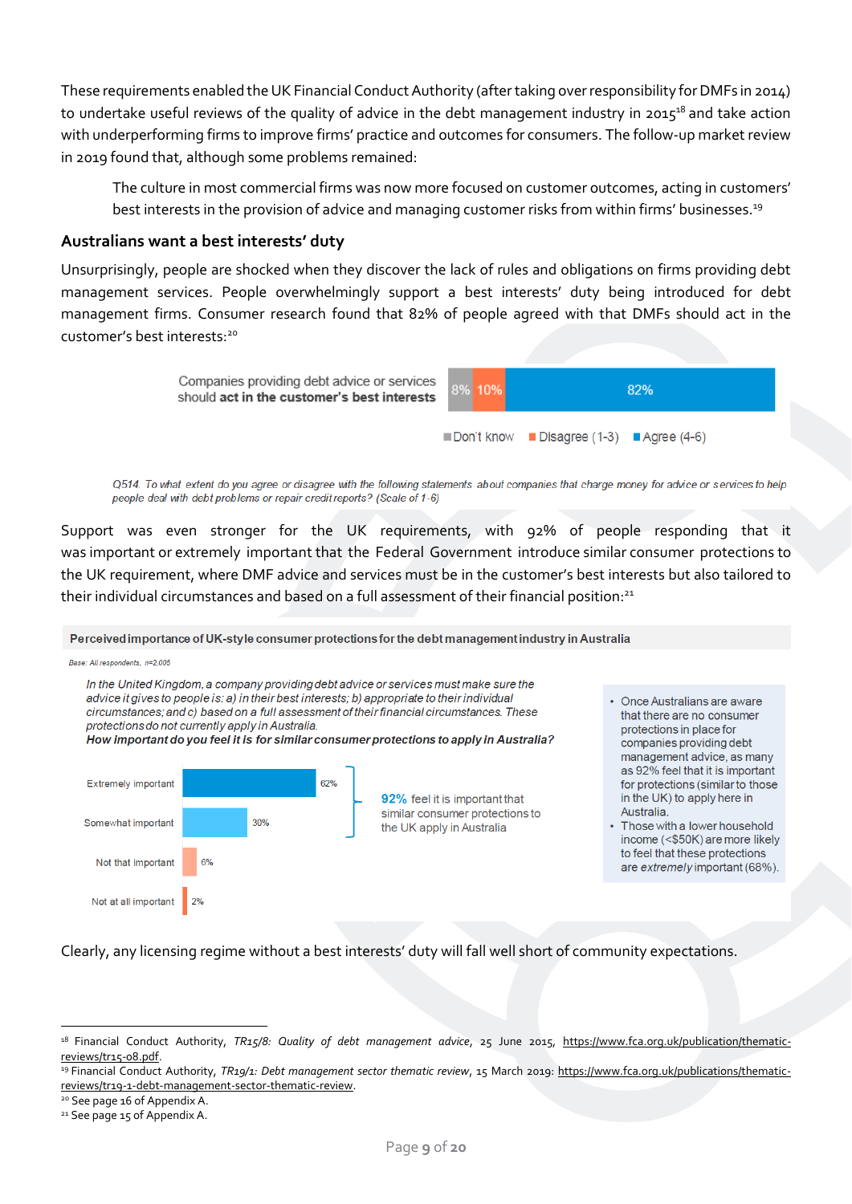These requirements enabled the UK Financial Conduct Authority (after taking over responsibility for DMFs in 2014) to undertake useful reviews of the quality of advice in the debt management industry in 2015[18] and take action with underperforming firms to improve firms' practice and outcomes for consumers. The follow-up market review in 2019 found that, although some problems remained:

> The culture in most commercial firms was now more focused on customer outcomes, acting in customers' best interests in the provision of advice and managing customer risks from within firms' businesses.[19]

## Australians want a best interests' duty

Unsurprisingly, people are shocked when they discover the lack of rules and obligations on firms providing debt management services. People overwhelmingly support a best interests' duty being introduced for debt management firms. Consumer research found that 82% of people agreed with that DMFs should act in the customer's best interests:[20]

| Statement | Don't know | Disagree (1-3) | Agree (4-6) |
|---|---|---|---|
| Companies providing debt advice or services should **act in the customer's best interests** | 8% | 10% | 82% |

*Q514. To what extent do you agree or disagree with the following statements about companies that charge money for advice or services to help people deal with debt problems or repair credit reports? (Scale of 1-6)*

Support was even stronger for the UK requirements, with 92% of people responding that it was important or extremely important that the Federal Government introduce similar consumer protections to the UK requirement, where DMF advice and services must be in the customer's best interests but also tailored to their individual circumstances and based on a full assessment of their financial position:[21]

**Perceived importance of UK-style consumer protections for the debt management industry in Australia**

*Base: All respondents, n=2,005*

*In the United Kingdom, a company providing debt advice or services must make sure the advice it gives to people is: a) in their best interests; b) appropriate to their individual circumstances; and c) based on a full assessment of their financial circumstances. These protections do not currently apply in Australia.*
***How important do you feel it is for similar consumer protections to apply in Australia?***

| Response | % |
|---|---|
| Extremely important | 62% |
| Somewhat important | 30% |
| Not that important | 6% |
| Not at all important | 2% |

**92%** feel it is important that similar consumer protections to the UK apply in Australia

- Once Australians are aware that there are no consumer protections in place for companies providing debt management advice, as many as 92% feel that it is important for protections (similar to those in the UK) to apply here in Australia.
- Those with a lower household income (<$50K) are more likely to feel that these protections are *extremely* important (68%).

Clearly, any licensing regime without a best interests' duty will fall well short of community expectations.

---

[18] Financial Conduct Authority, *TR15/8: Quality of debt management advice*, 25 June 2015, https://www.fca.org.uk/publication/thematic-reviews/tr15-08.pdf.

[19] Financial Conduct Authority, *TR19/1: Debt management sector thematic review*, 15 March 2019: https://www.fca.org.uk/publications/thematic-reviews/tr19-1-debt-management-sector-thematic-review.

[20] See page 16 of Appendix A.

[21] See page 15 of Appendix A.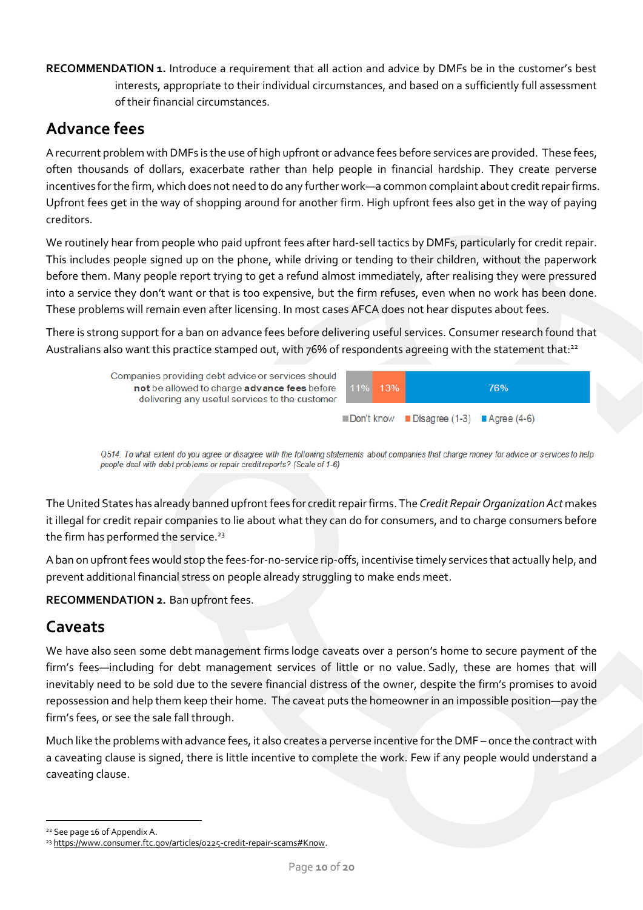**RECOMMENDATION 1.** Introduce a requirement that all action and advice by DMFs be in the customer's best interests, appropriate to their individual circumstances, and based on a sufficiently full assessment of their financial circumstances.

## Advance fees

A recurrent problem with DMFs is the use of high upfront or advance fees before services are provided. These fees, often thousands of dollars, exacerbate rather than help people in financial hardship. They create perverse incentives for the firm, which does not need to do any further work—a common complaint about credit repair firms. Upfront fees get in the way of shopping around for another firm. High upfront fees also get in the way of paying creditors.

We routinely hear from people who paid upfront fees after hard-sell tactics by DMFs, particularly for credit repair. This includes people signed up on the phone, while driving or tending to their children, without the paperwork before them. Many people report trying to get a refund almost immediately, after realising they were pressured into a service they don't want or that is too expensive, but the firm refuses, even when no work has been done. These problems will remain even after licensing. In most cases AFCA does not hear disputes about fees.

There is strong support for a ban on advance fees before delivering useful services. Consumer research found that Australians also want this practice stamped out, with 76% of respondents agreeing with the statement that:[22]

| Statement | Don't know | Disagree (1-3) | Agree (4-6) |
| --- | --- | --- | --- |
| Companies providing debt advice or services should **not** be allowed to charge **advance fees** before delivering any useful services to the customer | 11% | 13% | 76% |

*Q514. To what extent do you agree or disagree with the following statements about companies that charge money for advice or services to help people deal with debt problems or repair credit reports? (Scale of 1-6)*

The United States has already banned upfront fees for credit repair firms. The *Credit Repair Organization Act* makes it illegal for credit repair companies to lie about what they can do for consumers, and to charge consumers before the firm has performed the service.[23]

A ban on upfront fees would stop the fees-for-no-service rip-offs, incentivise timely services that actually help, and prevent additional financial stress on people already struggling to make ends meet.

**RECOMMENDATION 2.** Ban upfront fees.

## Caveats

We have also seen some debt management firms lodge caveats over a person's home to secure payment of the firm's fees—including for debt management services of little or no value. Sadly, these are homes that will inevitably need to be sold due to the severe financial distress of the owner, despite the firm's promises to avoid repossession and help them keep their home. The caveat puts the homeowner in an impossible position—pay the firm's fees, or see the sale fall through.

Much like the problems with advance fees, it also creates a perverse incentive for the DMF – once the contract with a caveating clause is signed, there is little incentive to complete the work. Few if any people would understand a caveating clause.

---

[22] See page 16 of Appendix A.

[23] https://www.consumer.ftc.gov/articles/0225-credit-repair-scams#Know.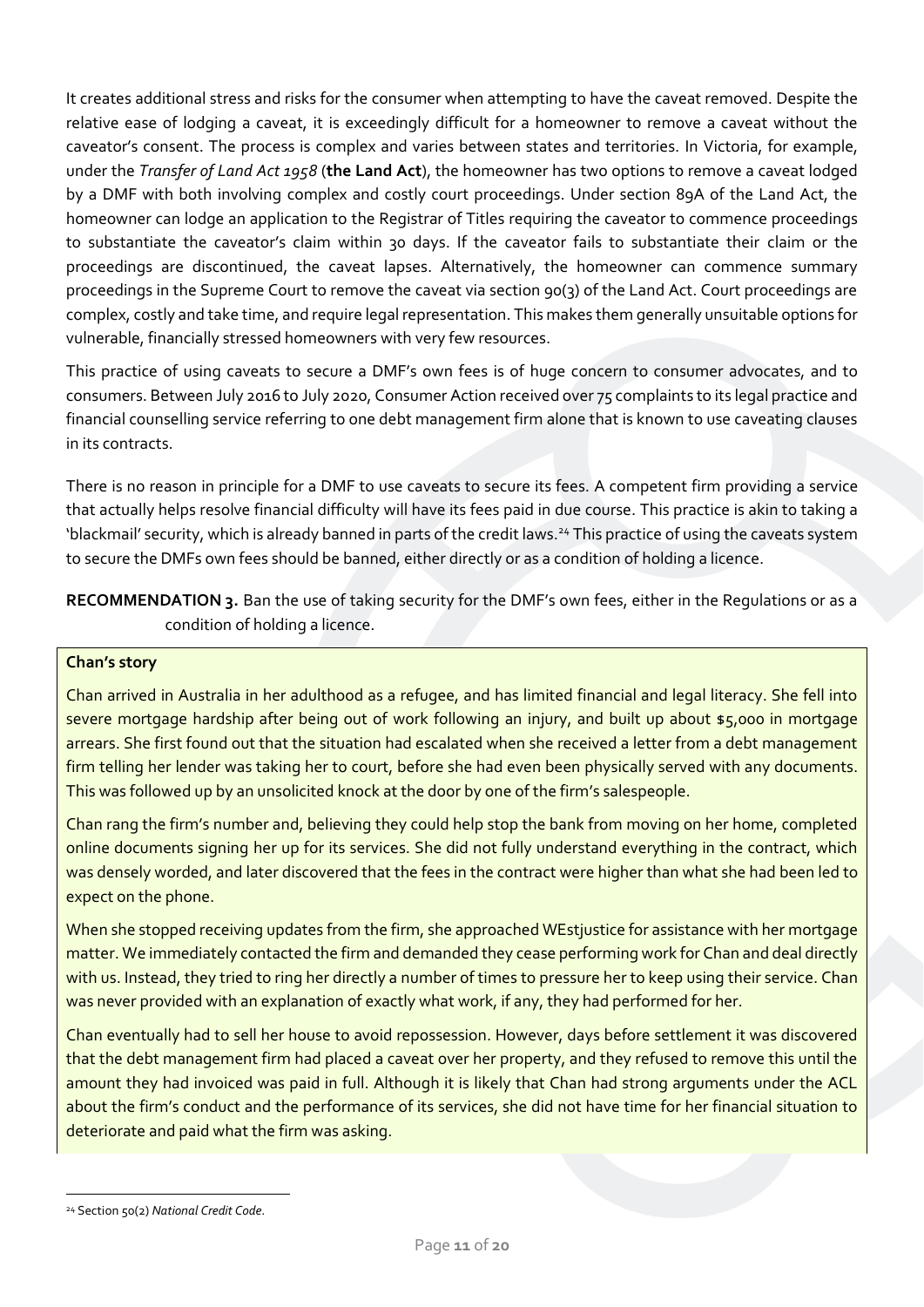It creates additional stress and risks for the consumer when attempting to have the caveat removed. Despite the relative ease of lodging a caveat, it is exceedingly difficult for a homeowner to remove a caveat without the caveator's consent. The process is complex and varies between states and territories. In Victoria, for example, under the *Transfer of Land Act 1958* (**the Land Act**), the homeowner has two options to remove a caveat lodged by a DMF with both involving complex and costly court proceedings. Under section 89A of the Land Act, the homeowner can lodge an application to the Registrar of Titles requiring the caveator to commence proceedings to substantiate the caveator's claim within 30 days. If the caveator fails to substantiate their claim or the proceedings are discontinued, the caveat lapses. Alternatively, the homeowner can commence summary proceedings in the Supreme Court to remove the caveat via section 90(3) of the Land Act. Court proceedings are complex, costly and take time, and require legal representation. This makes them generally unsuitable options for vulnerable, financially stressed homeowners with very few resources.

This practice of using caveats to secure a DMF's own fees is of huge concern to consumer advocates, and to consumers. Between July 2016 to July 2020, Consumer Action received over 75 complaints to its legal practice and financial counselling service referring to one debt management firm alone that is known to use caveating clauses in its contracts.

There is no reason in principle for a DMF to use caveats to secure its fees. A competent firm providing a service that actually helps resolve financial difficulty will have its fees paid in due course. This practice is akin to taking a 'blackmail' security, which is already banned in parts of the credit laws.[24] This practice of using the caveats system to secure the DMFs own fees should be banned, either directly or as a condition of holding a licence.

**RECOMMENDATION 3.** Ban the use of taking security for the DMF's own fees, either in the Regulations or as a condition of holding a licence.

**Chan's story**

Chan arrived in Australia in her adulthood as a refugee, and has limited financial and legal literacy. She fell into severe mortgage hardship after being out of work following an injury, and built up about $5,000 in mortgage arrears. She first found out that the situation had escalated when she received a letter from a debt management firm telling her lender was taking her to court, before she had even been physically served with any documents. This was followed up by an unsolicited knock at the door by one of the firm's salespeople.

Chan rang the firm's number and, believing they could help stop the bank from moving on her home, completed online documents signing her up for its services. She did not fully understand everything in the contract, which was densely worded, and later discovered that the fees in the contract were higher than what she had been led to expect on the phone.

When she stopped receiving updates from the firm, she approached WEstjustice for assistance with her mortgage matter. We immediately contacted the firm and demanded they cease performing work for Chan and deal directly with us. Instead, they tried to ring her directly a number of times to pressure her to keep using their service. Chan was never provided with an explanation of exactly what work, if any, they had performed for her.

Chan eventually had to sell her house to avoid repossession. However, days before settlement it was discovered that the debt management firm had placed a caveat over her property, and they refused to remove this until the amount they had invoiced was paid in full. Although it is likely that Chan had strong arguments under the ACL about the firm's conduct and the performance of its services, she did not have time for her financial situation to deteriorate and paid what the firm was asking.

---

[24] Section 50(2) *National Credit Code*.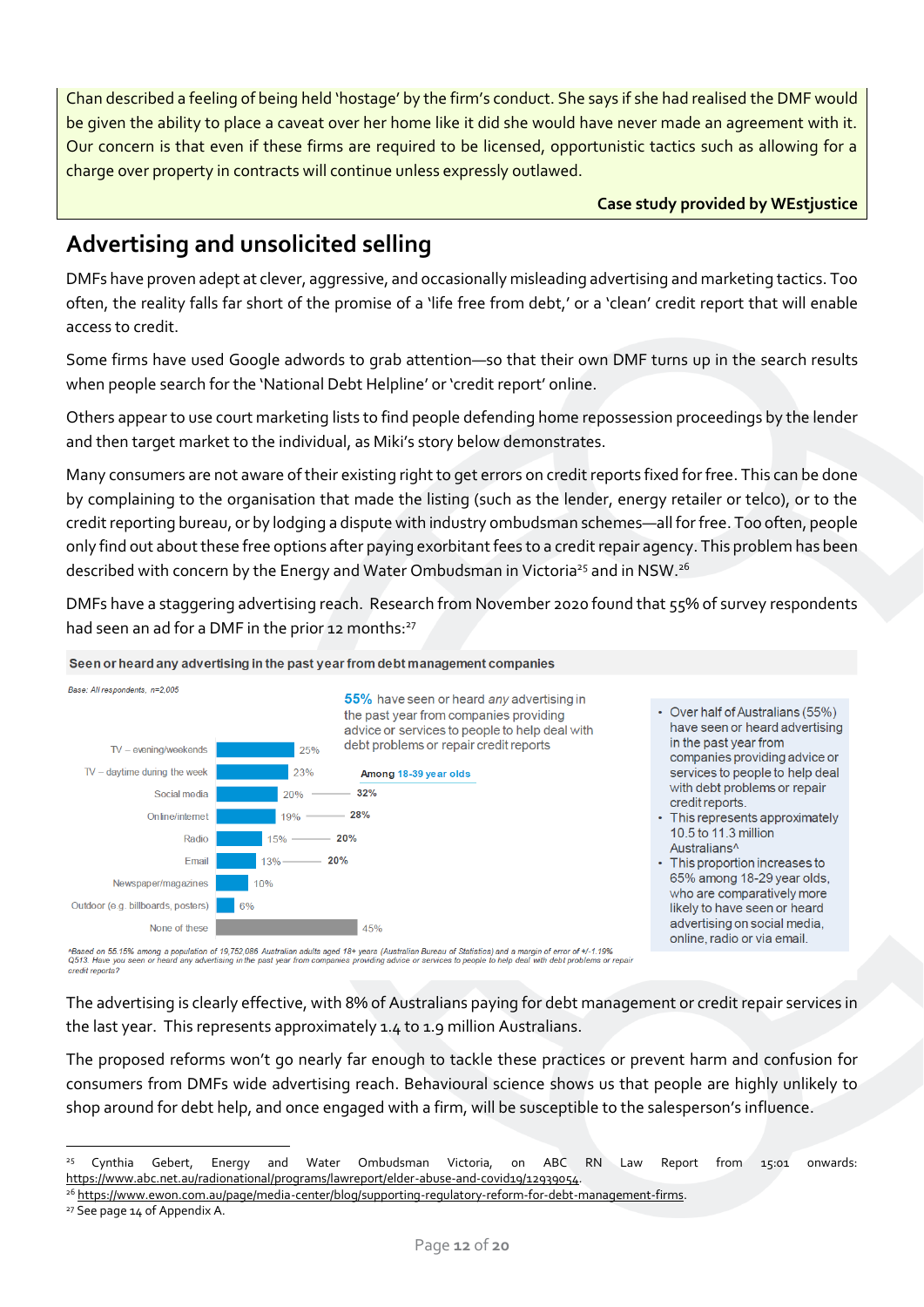Chan described a feeling of being held 'hostage' by the firm's conduct. She says if she had realised the DMF would be given the ability to place a caveat over her home like it did she would have never made an agreement with it. Our concern is that even if these firms are required to be licensed, opportunistic tactics such as allowing for a charge over property in contracts will continue unless expressly outlawed.

**Case study provided by WEstjustice**

## Advertising and unsolicited selling

DMFs have proven adept at clever, aggressive, and occasionally misleading advertising and marketing tactics. Too often, the reality falls far short of the promise of a 'life free from debt,' or a 'clean' credit report that will enable access to credit.

Some firms have used Google adwords to grab attention—so that their own DMF turns up in the search results when people search for the 'National Debt Helpline' or 'credit report' online.

Others appear to use court marketing lists to find people defending home repossession proceedings by the lender and then target market to the individual, as Miki's story below demonstrates.

Many consumers are not aware of their existing right to get errors on credit reports fixed for free. This can be done by complaining to the organisation that made the listing (such as the lender, energy retailer or telco), or to the credit reporting bureau, or by lodging a dispute with industry ombudsman schemes—all for free. Too often, people only find out about these free options after paying exorbitant fees to a credit repair agency. This problem has been described with concern by the Energy and Water Ombudsman in Victoria[25] and in NSW.[26]

DMFs have a staggering advertising reach. Research from November 2020 found that 55% of survey respondents had seen an ad for a DMF in the prior 12 months:[27]

**Seen or heard any advertising in the past year from debt management companies**

*Base: All respondents, n=2,005*

**55%** have seen or heard *any* advertising in the past year from companies providing advice or services to people to help deal with debt problems or repair credit reports

| Channel | All respondents | Among 18-39 year olds |
|---|---|---|
| TV – evening/weekends | 25% | |
| TV – daytime during the week | 23% | |
| Social media | 20% | 32% |
| Online/internet | 19% | 28% |
| Radio | 15% | 20% |
| Email | 13% | 20% |
| Newspaper/magazines | 10% | |
| Outdoor (e.g. billboards, posters) | 6% | |
| None of these | 45% | |

- Over half of Australians (55%) have seen or heard advertising in the past year from companies providing advice or services to people to help deal with debt problems or repair credit reports.
- This represents approximately 10.5 to 11.3 million Australians^
- This proportion increases to 65% among 18-29 year olds, who are comparatively more likely to have seen or heard advertising on social media, online, radio or via email.

*^Based on 55.15% among a population of 19,752,086 Australian adults aged 18+ years (Australian Bureau of Statistics) and a margin of error of +/-1.19%*
*Q513. Have you seen or heard any advertising in the past year from companies providing advice or services to people to help deal with debt problems or repair credit reports?*

The advertising is clearly effective, with 8% of Australians paying for debt management or credit repair services in the last year. This represents approximately 1.4 to 1.9 million Australians.

The proposed reforms won't go nearly far enough to tackle these practices or prevent harm and confusion for consumers from DMFs wide advertising reach. Behavioural science shows us that people are highly unlikely to shop around for debt help, and once engaged with a firm, will be susceptible to the salesperson's influence.

---

[25] Cynthia Gebert, Energy and Water Ombudsman Victoria, on ABC RN Law Report from 15:01 onwards: https://www.abc.net.au/radionational/programs/lawreport/elder-abuse-and-covid19/12939054.

[26] https://www.ewon.com.au/page/media-center/blog/supporting-regulatory-reform-for-debt-management-firms.

[27] See page 14 of Appendix A.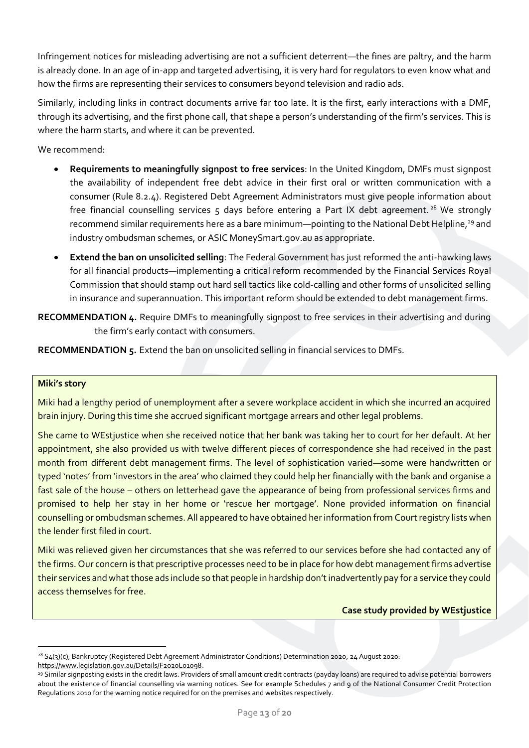Infringement notices for misleading advertising are not a sufficient deterrent—the fines are paltry, and the harm is already done. In an age of in-app and targeted advertising, it is very hard for regulators to even know what and how the firms are representing their services to consumers beyond television and radio ads.

Similarly, including links in contract documents arrive far too late. It is the first, early interactions with a DMF, through its advertising, and the first phone call, that shape a person's understanding of the firm's services. This is where the harm starts, and where it can be prevented.

We recommend:

- **Requirements to meaningfully signpost to free services**: In the United Kingdom, DMFs must signpost the availability of independent free debt advice in their first oral or written communication with a consumer (Rule 8.2.4). Registered Debt Agreement Administrators must give people information about free financial counselling services 5 days before entering a Part IX debt agreement.[28] We strongly recommend similar requirements here as a bare minimum—pointing to the National Debt Helpline,[29] and industry ombudsman schemes, or ASIC MoneySmart.gov.au as appropriate.
- **Extend the ban on unsolicited selling**: The Federal Government has just reformed the anti-hawking laws for all financial products—implementing a critical reform recommended by the Financial Services Royal Commission that should stamp out hard sell tactics like cold-calling and other forms of unsolicited selling in insurance and superannuation. This important reform should be extended to debt management firms.

**RECOMMENDATION 4.** Require DMFs to meaningfully signpost to free services in their advertising and during the firm's early contact with consumers.

**RECOMMENDATION 5.** Extend the ban on unsolicited selling in financial services to DMFs.

**Miki's story**

Miki had a lengthy period of unemployment after a severe workplace accident in which she incurred an acquired brain injury. During this time she accrued significant mortgage arrears and other legal problems.

She came to WEstjustice when she received notice that her bank was taking her to court for her default. At her appointment, she also provided us with twelve different pieces of correspondence she had received in the past month from different debt management firms. The level of sophistication varied—some were handwritten or typed 'notes' from 'investors in the area' who claimed they could help her financially with the bank and organise a fast sale of the house – others on letterhead gave the appearance of being from professional services firms and promised to help her stay in her home or 'rescue her mortgage'. None provided information on financial counselling or ombudsman schemes. All appeared to have obtained her information from Court registry lists when the lender first filed in court.

Miki was relieved given her circumstances that she was referred to our services before she had contacted any of the firms. Our concern is that prescriptive processes need to be in place for how debt management firms advertise their services and what those ads include so that people in hardship don't inadvertently pay for a service they could access themselves for free.

**Case study provided by WEstjustice**

---

[28] S4(3)(c), Bankruptcy (Registered Debt Agreement Administrator Conditions) Determination 2020, 24 August 2020: https://www.legislation.gov.au/Details/F2020L01098.

[29] Similar signposting exists in the credit laws. Providers of small amount credit contracts (payday loans) are required to advise potential borrowers about the existence of financial counselling via warning notices. See for example Schedules 7 and 9 of the National Consumer Credit Protection Regulations 2010 for the warning notice required for on the premises and websites respectively.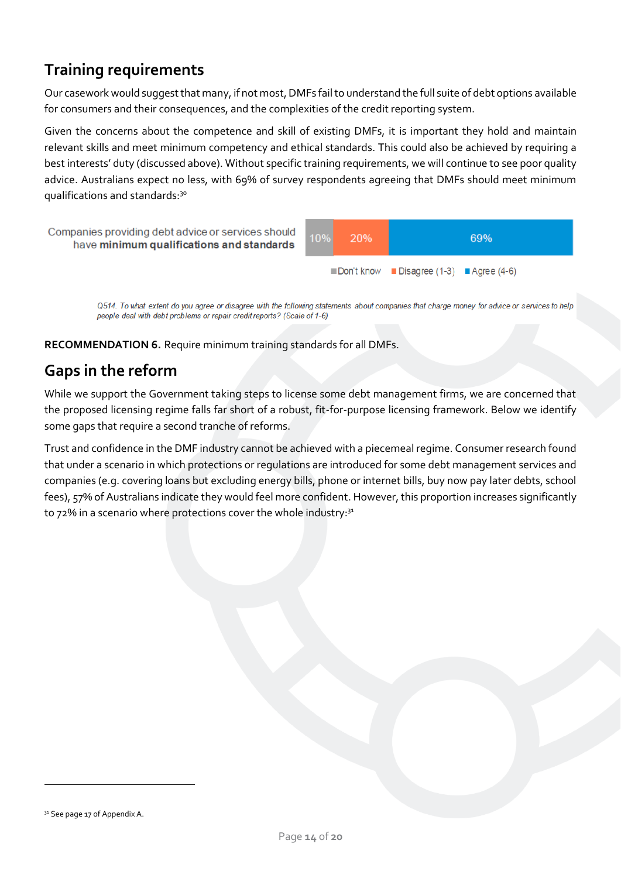## Training requirements

Our casework would suggest that many, if not most, DMFs fail to understand the full suite of debt options available for consumers and their consequences, and the complexities of the credit reporting system.

Given the concerns about the competence and skill of existing DMFs, it is important they hold and maintain relevant skills and meet minimum competency and ethical standards. This could also be achieved by requiring a best interests' duty (discussed above). Without specific training requirements, we will continue to see poor quality advice. Australians expect no less, with 69% of survey respondents agreeing that DMFs should meet minimum qualifications and standards:[30]

| | Don't know | Disagree (1-3) | Agree (4-6) |
|---|---|---|---|
| Companies providing debt advice or services should have **minimum qualifications and standards** | 10% | 20% | 69% |

*Q514. To what extent do you agree or disagree with the following statements about companies that charge money for advice or services to help people deal with debt problems or repair credit reports? (Scale of 1-6)*

**RECOMMENDATION 6.** Require minimum training standards for all DMFs.

## Gaps in the reform

While we support the Government taking steps to license some debt management firms, we are concerned that the proposed licensing regime falls far short of a robust, fit-for-purpose licensing framework. Below we identify some gaps that require a second tranche of reforms.

Trust and confidence in the DMF industry cannot be achieved with a piecemeal regime. Consumer research found that under a scenario in which protections or regulations are introduced for some debt management services and companies (e.g. covering loans but excluding energy bills, phone or internet bills, buy now pay later debts, school fees), 57% of Australians indicate they would feel more confident. However, this proportion increases significantly to 72% in a scenario where protections cover the whole industry:[31]

[31] See page 17 of Appendix A.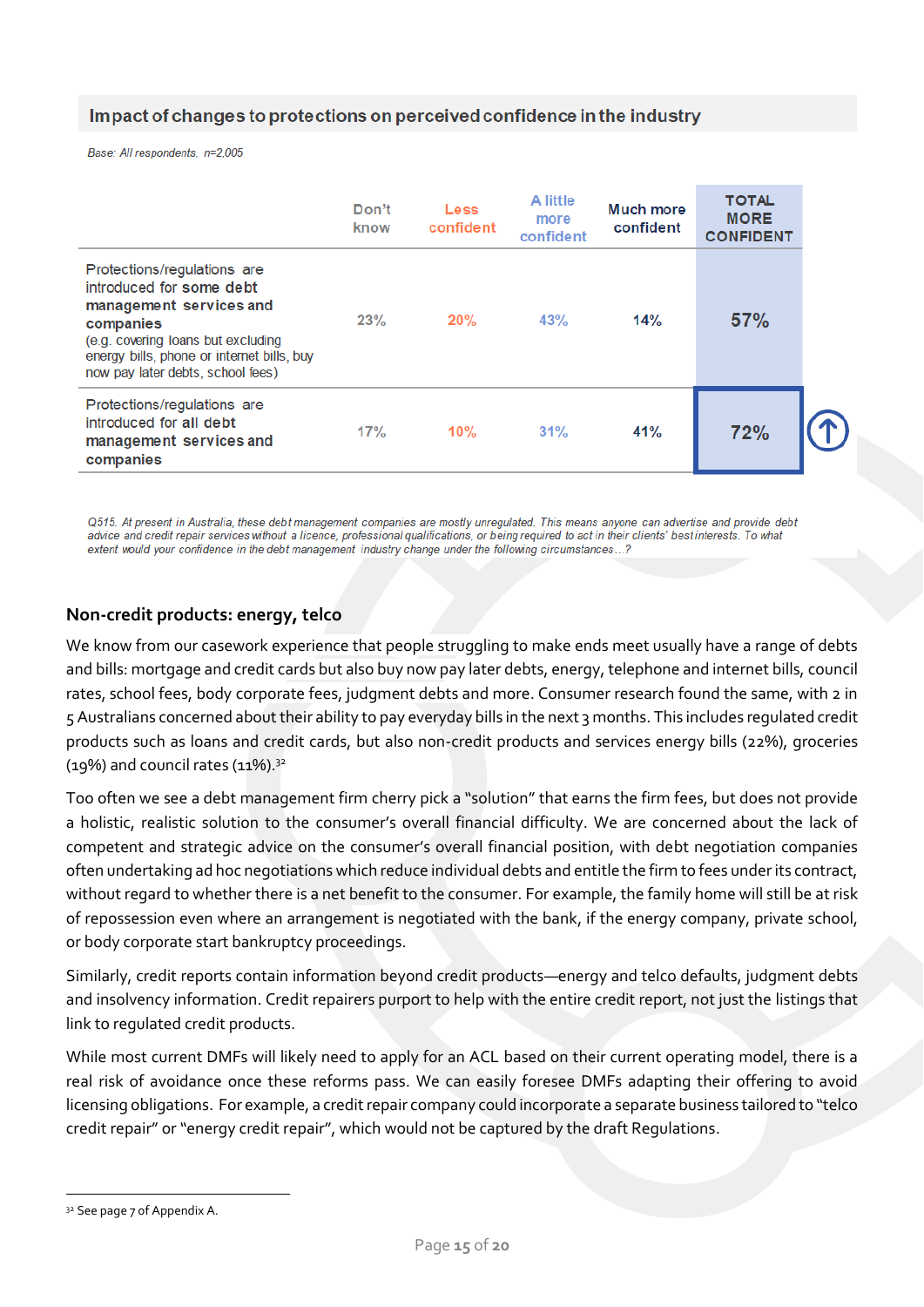**Impact of changes to protections on perceived confidence in the industry**

*Base: All respondents, n=2,005*

| | Don't know | Less confident | A little more confident | Much more confident | TOTAL MORE CONFIDENT |
|---|---|---|---|---|---|
| Protections/regulations are introduced for **some debt management services and companies** (e.g. covering loans but excluding energy bills, phone or internet bills, buy now pay later debts, school fees) | 23% | 20% | 43% | 14% | **57%** |
| Protections/regulations are introduced for **all debt management services and companies** | 17% | 10% | 31% | 41% | **72%** |

*Q515. At present in Australia, these debt management companies are mostly unregulated. This means anyone can advertise and provide debt advice and credit repair services without a licence, professional qualifications, or being required to act in their clients' best interests. To what extent would your confidence in the debt management industry change under the following circumstances…?*

### Non-credit products: energy, telco

We know from our casework experience that people struggling to make ends meet usually have a range of debts and bills: mortgage and credit cards but also buy now pay later debts, energy, telephone and internet bills, council rates, school fees, body corporate fees, judgment debts and more. Consumer research found the same, with 2 in 5 Australians concerned about their ability to pay everyday bills in the next 3 months. This includes regulated credit products such as loans and credit cards, but also non-credit products and services energy bills (22%), groceries (19%) and council rates (11%).[32]

Too often we see a debt management firm cherry pick a "solution" that earns the firm fees, but does not provide a holistic, realistic solution to the consumer's overall financial difficulty. We are concerned about the lack of competent and strategic advice on the consumer's overall financial position, with debt negotiation companies often undertaking ad hoc negotiations which reduce individual debts and entitle the firm to fees under its contract, without regard to whether there is a net benefit to the consumer. For example, the family home will still be at risk of repossession even where an arrangement is negotiated with the bank, if the energy company, private school, or body corporate start bankruptcy proceedings.

Similarly, credit reports contain information beyond credit products—energy and telco defaults, judgment debts and insolvency information. Credit repairers purport to help with the entire credit report, not just the listings that link to regulated credit products.

While most current DMFs will likely need to apply for an ACL based on their current operating model, there is a real risk of avoidance once these reforms pass. We can easily foresee DMFs adapting their offering to avoid licensing obligations. For example, a credit repair company could incorporate a separate business tailored to "telco credit repair" or "energy credit repair", which would not be captured by the draft Regulations.

[32] See page 7 of Appendix A.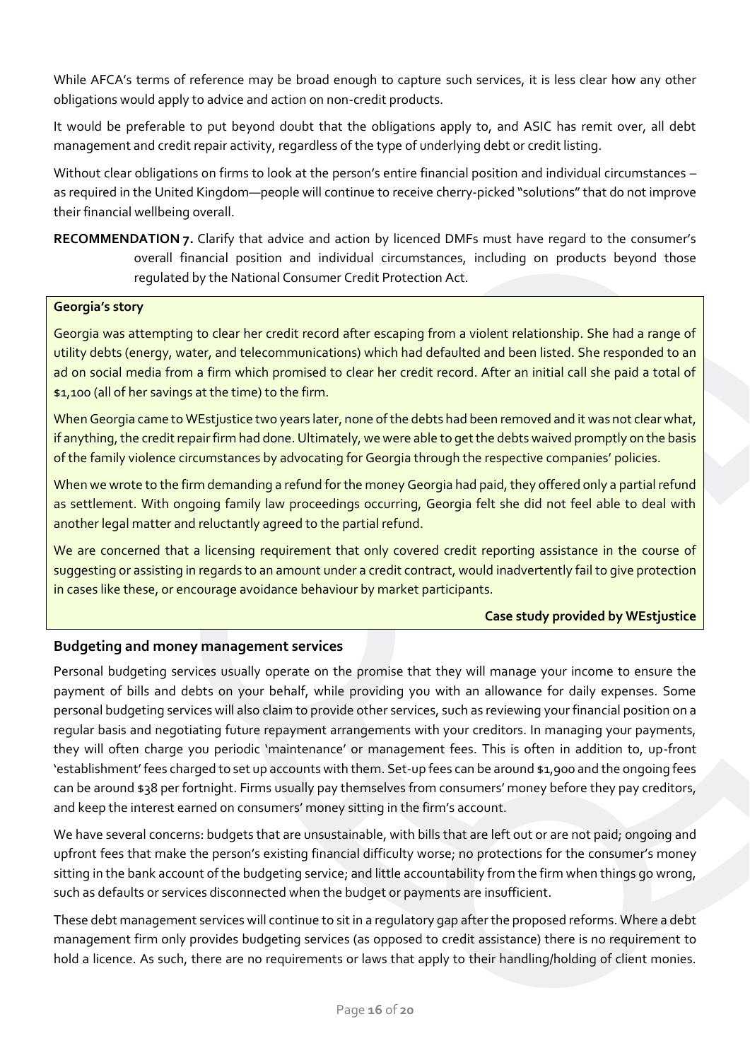While AFCA's terms of reference may be broad enough to capture such services, it is less clear how any other obligations would apply to advice and action on non-credit products.

It would be preferable to put beyond doubt that the obligations apply to, and ASIC has remit over, all debt management and credit repair activity, regardless of the type of underlying debt or credit listing.

Without clear obligations on firms to look at the person's entire financial position and individual circumstances – as required in the United Kingdom—people will continue to receive cherry-picked "solutions" that do not improve their financial wellbeing overall.

**RECOMMENDATION 7.** Clarify that advice and action by licenced DMFs must have regard to the consumer's overall financial position and individual circumstances, including on products beyond those regulated by the National Consumer Credit Protection Act.

**Georgia's story**

Georgia was attempting to clear her credit record after escaping from a violent relationship. She had a range of utility debts (energy, water, and telecommunications) which had defaulted and been listed. She responded to an ad on social media from a firm which promised to clear her credit record. After an initial call she paid a total of $1,100 (all of her savings at the time) to the firm.

When Georgia came to WEstjustice two years later, none of the debts had been removed and it was not clear what, if anything, the credit repair firm had done. Ultimately, we were able to get the debts waived promptly on the basis of the family violence circumstances by advocating for Georgia through the respective companies' policies.

When we wrote to the firm demanding a refund for the money Georgia had paid, they offered only a partial refund as settlement. With ongoing family law proceedings occurring, Georgia felt she did not feel able to deal with another legal matter and reluctantly agreed to the partial refund.

We are concerned that a licensing requirement that only covered credit reporting assistance in the course of suggesting or assisting in regards to an amount under a credit contract, would inadvertently fail to give protection in cases like these, or encourage avoidance behaviour by market participants.

**Case study provided by WEstjustice**

### Budgeting and money management services

Personal budgeting services usually operate on the promise that they will manage your income to ensure the payment of bills and debts on your behalf, while providing you with an allowance for daily expenses. Some personal budgeting services will also claim to provide other services, such as reviewing your financial position on a regular basis and negotiating future repayment arrangements with your creditors. In managing your payments, they will often charge you periodic 'maintenance' or management fees. This is often in addition to, up-front 'establishment' fees charged to set up accounts with them. Set-up fees can be around $1,900 and the ongoing fees can be around $38 per fortnight. Firms usually pay themselves from consumers' money before they pay creditors, and keep the interest earned on consumers' money sitting in the firm's account.

We have several concerns: budgets that are unsustainable, with bills that are left out or are not paid; ongoing and upfront fees that make the person's existing financial difficulty worse; no protections for the consumer's money sitting in the bank account of the budgeting service; and little accountability from the firm when things go wrong, such as defaults or services disconnected when the budget or payments are insufficient.

These debt management services will continue to sit in a regulatory gap after the proposed reforms. Where a debt management firm only provides budgeting services (as opposed to credit assistance) there is no requirement to hold a licence. As such, there are no requirements or laws that apply to their handling/holding of client monies.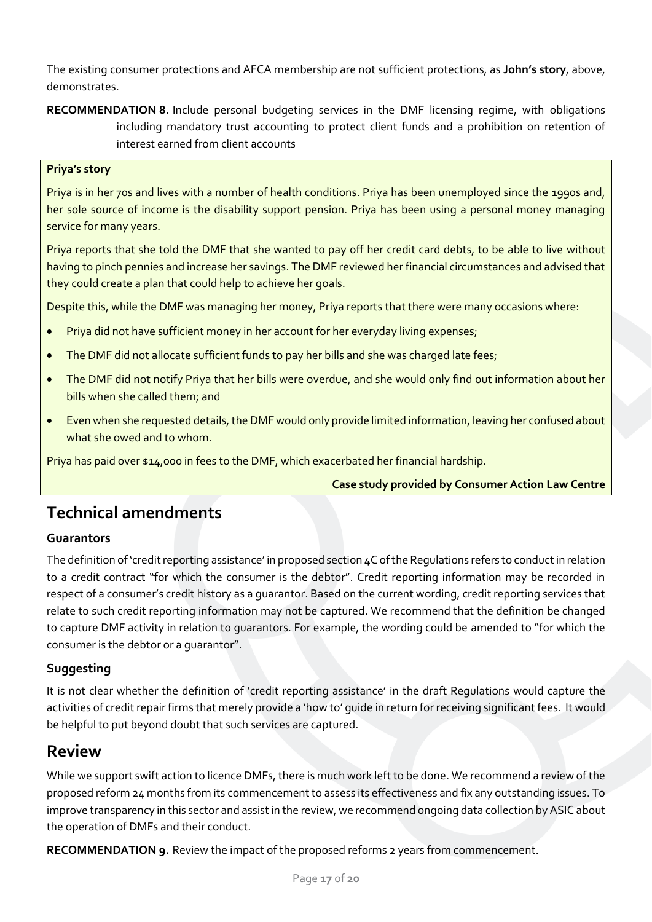The existing consumer protections and AFCA membership are not sufficient protections, as **John's story**, above, demonstrates.

**RECOMMENDATION 8.** Include personal budgeting services in the DMF licensing regime, with obligations including mandatory trust accounting to protect client funds and a prohibition on retention of interest earned from client accounts

**Priya's story**

Priya is in her 70s and lives with a number of health conditions. Priya has been unemployed since the 1990s and, her sole source of income is the disability support pension. Priya has been using a personal money managing service for many years.

Priya reports that she told the DMF that she wanted to pay off her credit card debts, to be able to live without having to pinch pennies and increase her savings. The DMF reviewed her financial circumstances and advised that they could create a plan that could help to achieve her goals.

Despite this, while the DMF was managing her money, Priya reports that there were many occasions where:

- Priya did not have sufficient money in her account for her everyday living expenses;
- The DMF did not allocate sufficient funds to pay her bills and she was charged late fees;
- The DMF did not notify Priya that her bills were overdue, and she would only find out information about her bills when she called them; and
- Even when she requested details, the DMF would only provide limited information, leaving her confused about what she owed and to whom.

Priya has paid over $14,000 in fees to the DMF, which exacerbated her financial hardship.

**Case study provided by Consumer Action Law Centre**

## Technical amendments

### Guarantors

The definition of 'credit reporting assistance' in proposed section 4C of the Regulations refers to conduct in relation to a credit contract "for which the consumer is the debtor". Credit reporting information may be recorded in respect of a consumer's credit history as a guarantor. Based on the current wording, credit reporting services that relate to such credit reporting information may not be captured. We recommend that the definition be changed to capture DMF activity in relation to guarantors. For example, the wording could be amended to "for which the consumer is the debtor or a guarantor".

### Suggesting

It is not clear whether the definition of 'credit reporting assistance' in the draft Regulations would capture the activities of credit repair firms that merely provide a 'how to' guide in return for receiving significant fees. It would be helpful to put beyond doubt that such services are captured.

## Review

While we support swift action to licence DMFs, there is much work left to be done. We recommend a review of the proposed reform 24 months from its commencement to assess its effectiveness and fix any outstanding issues. To improve transparency in this sector and assist in the review, we recommend ongoing data collection by ASIC about the operation of DMFs and their conduct.

**RECOMMENDATION 9.** Review the impact of the proposed reforms 2 years from commencement.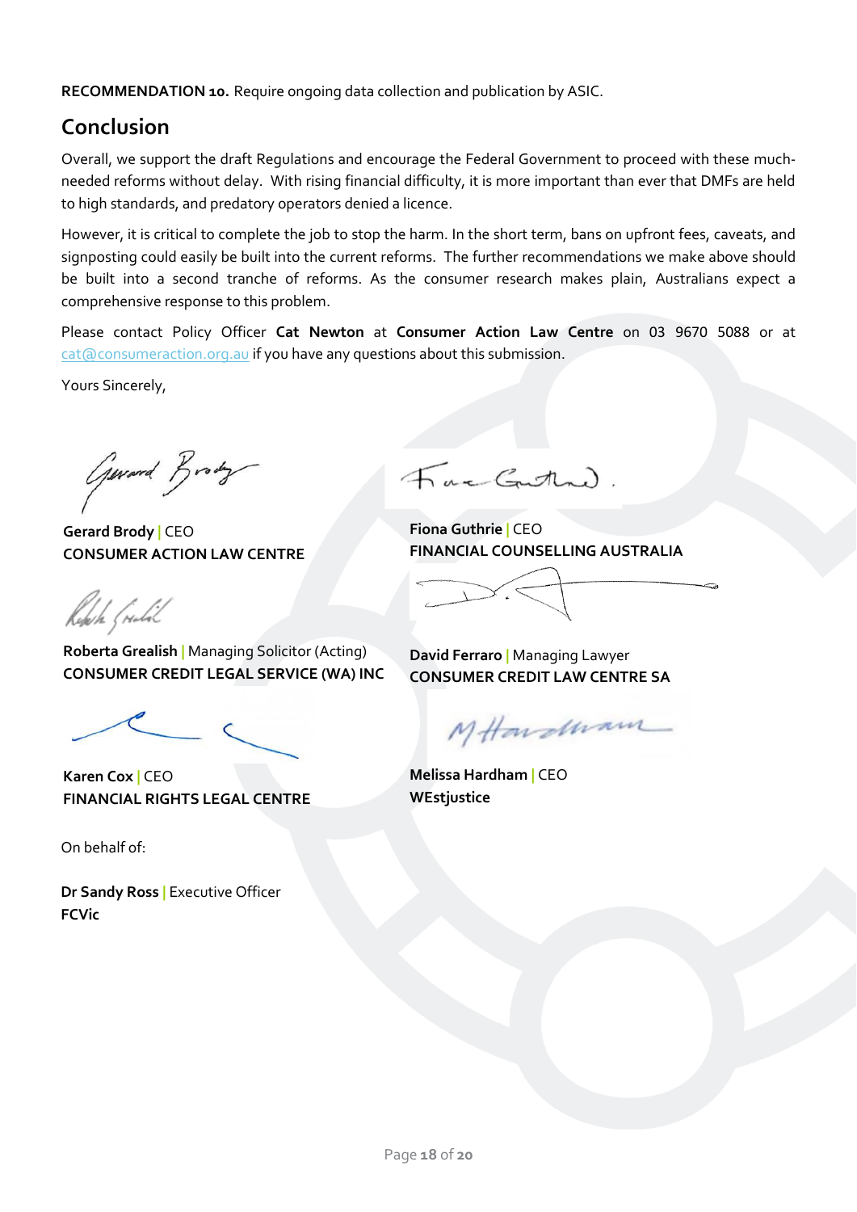**RECOMMENDATION 10.** Require ongoing data collection and publication by ASIC.

## Conclusion

Overall, we support the draft Regulations and encourage the Federal Government to proceed with these much-needed reforms without delay. With rising financial difficulty, it is more important than ever that DMFs are held to high standards, and predatory operators denied a licence.

However, it is critical to complete the job to stop the harm. In the short term, bans on upfront fees, caveats, and signposting could easily be built into the current reforms. The further recommendations we make above should be built into a second tranche of reforms. As the consumer research makes plain, Australians expect a comprehensive response to this problem.

Please contact Policy Officer **Cat Newton** at **Consumer Action Law Centre** on 03 9670 5088 or at cat@consumeraction.org.au if you have any questions about this submission.

Yours Sincerely,

**Gerard Brody** | CEO
**CONSUMER ACTION LAW CENTRE**

**Fiona Guthrie** | CEO
**FINANCIAL COUNSELLING AUSTRALIA**

**Roberta Grealish** | Managing Solicitor (Acting)
**CONSUMER CREDIT LEGAL SERVICE (WA) INC**

**David Ferraro** | Managing Lawyer
**CONSUMER CREDIT LAW CENTRE SA**

**Karen Cox** | CEO
**FINANCIAL RIGHTS LEGAL CENTRE**

**Melissa Hardham** | CEO
**WEstjustice**

On behalf of:

**Dr Sandy Ross** | Executive Officer
**FCVic**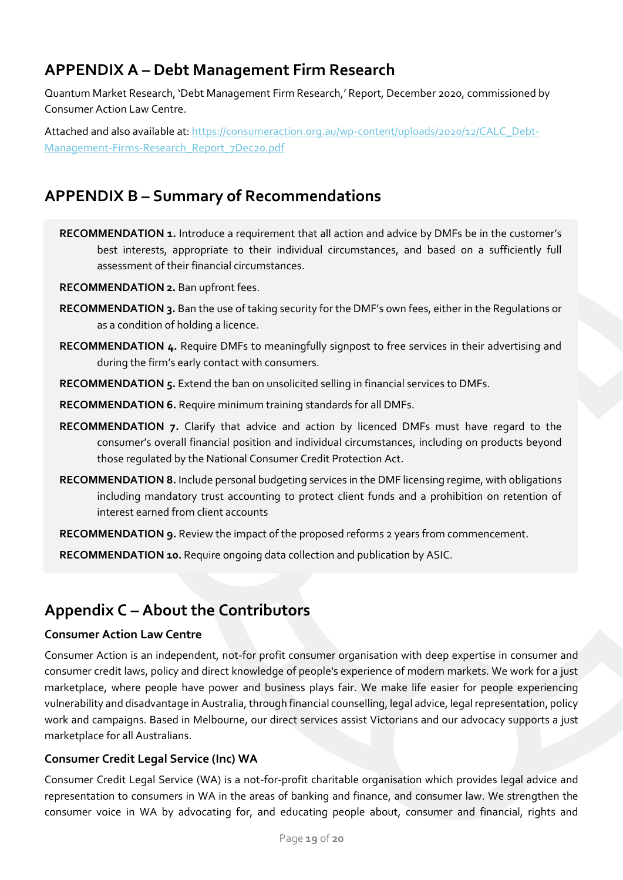## APPENDIX A – Debt Management Firm Research

Quantum Market Research, 'Debt Management Firm Research,' Report, December 2020, commissioned by Consumer Action Law Centre.

Attached and also available at: [https://consumeraction.org.au/wp-content/uploads/2020/12/CALC_Debt-Management-Firms-Research_Report_7Dec20.pdf](https://consumeraction.org.au/wp-content/uploads/2020/12/CALC_Debt-Management-Firms-Research_Report_7Dec20.pdf)

## APPENDIX B – Summary of Recommendations

**RECOMMENDATION 1.** Introduce a requirement that all action and advice by DMFs be in the customer's best interests, appropriate to their individual circumstances, and based on a sufficiently full assessment of their financial circumstances.

**RECOMMENDATION 2.** Ban upfront fees.

**RECOMMENDATION 3.** Ban the use of taking security for the DMF's own fees, either in the Regulations or as a condition of holding a licence.

**RECOMMENDATION 4.** Require DMFs to meaningfully signpost to free services in their advertising and during the firm's early contact with consumers.

**RECOMMENDATION 5.** Extend the ban on unsolicited selling in financial services to DMFs.

**RECOMMENDATION 6.** Require minimum training standards for all DMFs.

**RECOMMENDATION 7.** Clarify that advice and action by licenced DMFs must have regard to the consumer's overall financial position and individual circumstances, including on products beyond those regulated by the National Consumer Credit Protection Act.

**RECOMMENDATION 8.** Include personal budgeting services in the DMF licensing regime, with obligations including mandatory trust accounting to protect client funds and a prohibition on retention of interest earned from client accounts

**RECOMMENDATION 9.** Review the impact of the proposed reforms 2 years from commencement.

**RECOMMENDATION 10.** Require ongoing data collection and publication by ASIC.

## Appendix C – About the Contributors

### Consumer Action Law Centre

Consumer Action is an independent, not-for profit consumer organisation with deep expertise in consumer and consumer credit laws, policy and direct knowledge of people's experience of modern markets. We work for a just marketplace, where people have power and business plays fair. We make life easier for people experiencing vulnerability and disadvantage in Australia, through financial counselling, legal advice, legal representation, policy work and campaigns. Based in Melbourne, our direct services assist Victorians and our advocacy supports a just marketplace for all Australians.

### Consumer Credit Legal Service (Inc) WA

Consumer Credit Legal Service (WA) is a not-for-profit charitable organisation which provides legal advice and representation to consumers in WA in the areas of banking and finance, and consumer law. We strengthen the consumer voice in WA by advocating for, and educating people about, consumer and financial, rights and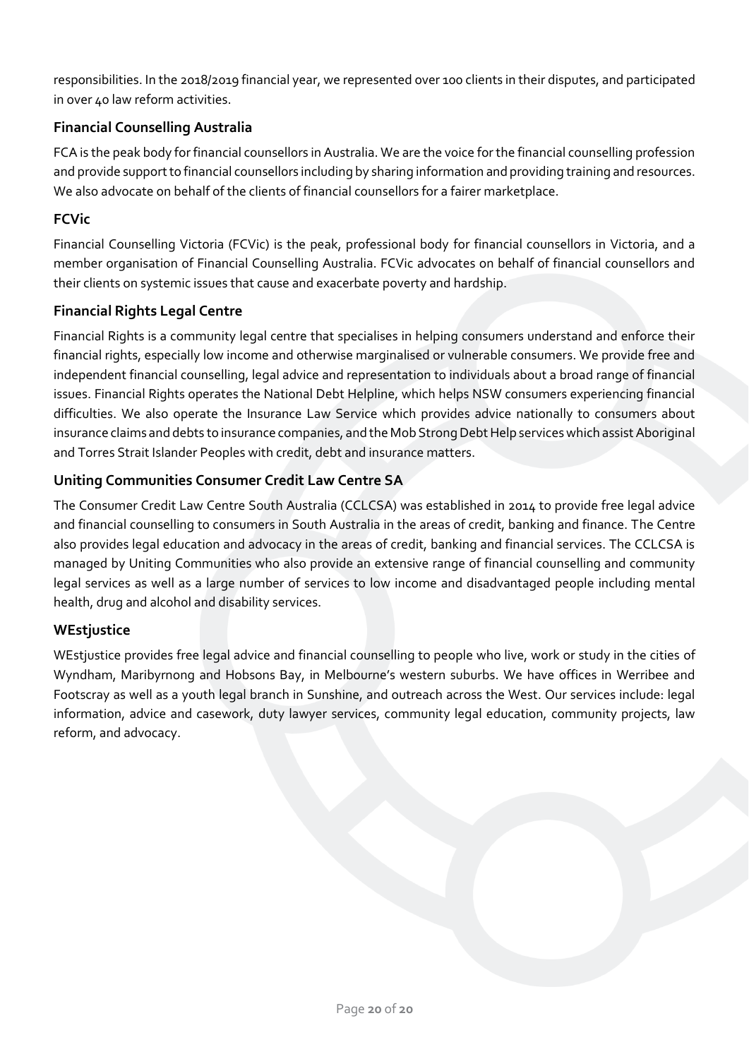responsibilities. In the 2018/2019 financial year, we represented over 100 clients in their disputes, and participated in over 40 law reform activities.

### Financial Counselling Australia

FCA is the peak body for financial counsellors in Australia. We are the voice for the financial counselling profession and provide support to financial counsellors including by sharing information and providing training and resources. We also advocate on behalf of the clients of financial counsellors for a fairer marketplace.

### FCVic

Financial Counselling Victoria (FCVic) is the peak, professional body for financial counsellors in Victoria, and a member organisation of Financial Counselling Australia. FCVic advocates on behalf of financial counsellors and their clients on systemic issues that cause and exacerbate poverty and hardship.

### Financial Rights Legal Centre

Financial Rights is a community legal centre that specialises in helping consumers understand and enforce their financial rights, especially low income and otherwise marginalised or vulnerable consumers. We provide free and independent financial counselling, legal advice and representation to individuals about a broad range of financial issues. Financial Rights operates the National Debt Helpline, which helps NSW consumers experiencing financial difficulties. We also operate the Insurance Law Service which provides advice nationally to consumers about insurance claims and debts to insurance companies, and the Mob Strong Debt Help services which assist Aboriginal and Torres Strait Islander Peoples with credit, debt and insurance matters.

### Uniting Communities Consumer Credit Law Centre SA

The Consumer Credit Law Centre South Australia (CCLCSA) was established in 2014 to provide free legal advice and financial counselling to consumers in South Australia in the areas of credit, banking and finance. The Centre also provides legal education and advocacy in the areas of credit, banking and financial services. The CCLCSA is managed by Uniting Communities who also provide an extensive range of financial counselling and community legal services as well as a large number of services to low income and disadvantaged people including mental health, drug and alcohol and disability services.

### WEstjustice

WEstjustice provides free legal advice and financial counselling to people who live, work or study in the cities of Wyndham, Maribyrnong and Hobsons Bay, in Melbourne's western suburbs. We have offices in Werribee and Footscray as well as a youth legal branch in Sunshine, and outreach across the West. Our services include: legal information, advice and casework, duty lawyer services, community legal education, community projects, law reform, and advocacy.